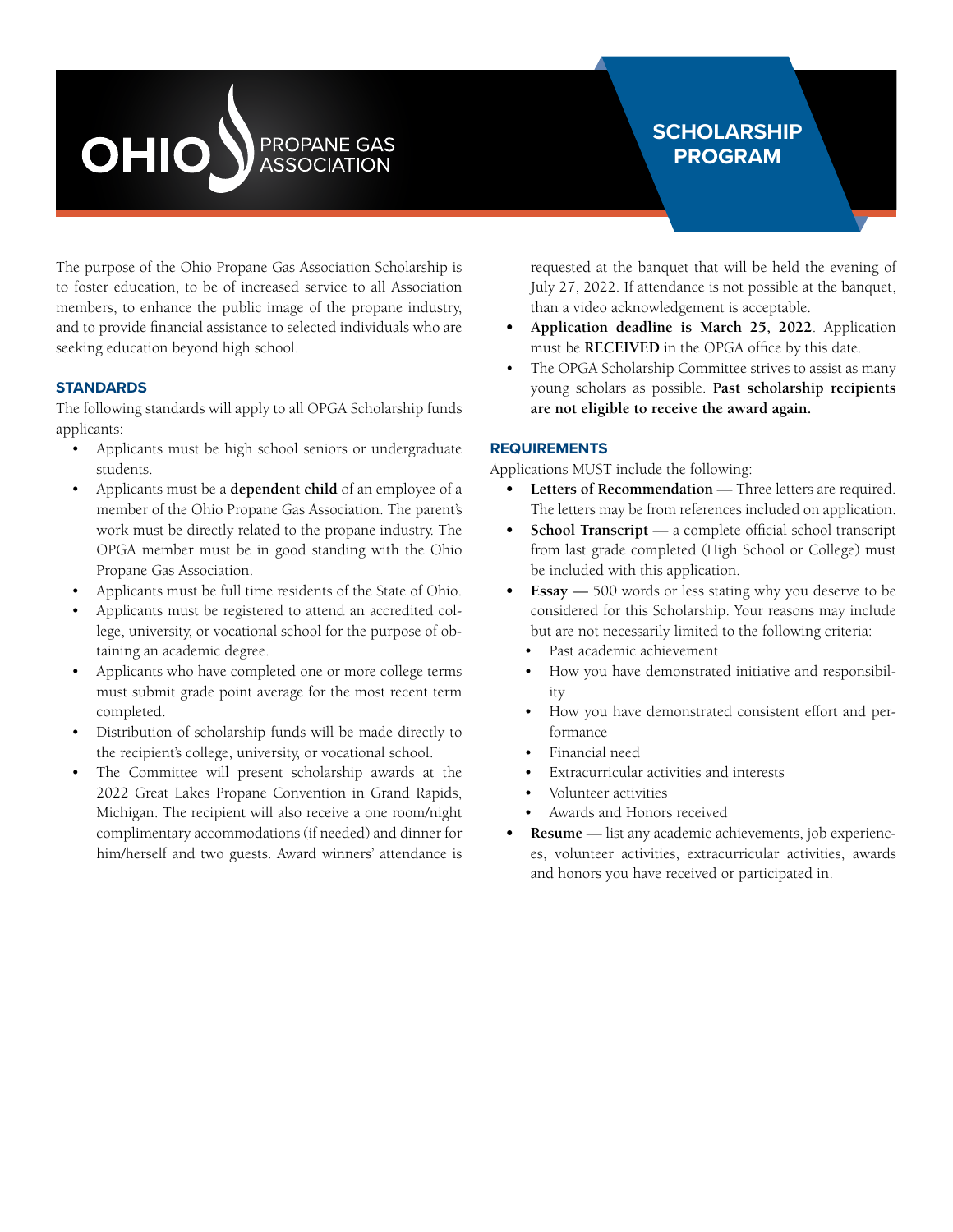# OHIO PROPANE GAS ASSOCIATION

## SCHOLARSHIP PROGRAM

The purpose of the Ohio Propane Gas Association Scholarship is to foster education, to be of increased service to all Association members, to enhance the public image of the propane industry, and to provide financial assistance to selected individuals who are seeking education beyond high school.

### STANDARDS

The following standards will apply to all OPGA Scholarship funds applicants:

- Applicants must be high school seniors or undergraduate students.
- Applicants must be a **dependent child** of an employee of a member of the Ohio Propane Gas Association. The parent's work must be directly related to the propane industry. The OPGA member must be in good standing with the Ohio Propane Gas Association.
- Applicants must be full time residents of the State of Ohio.
- Applicants must be registered to attend an accredited college, university, or vocational school for the purpose of obtaining an academic degree.
- Applicants who have completed one or more college terms must submit grade point average for the most recent term completed.
- Distribution of scholarship funds will be made directly to the recipient's college, university, or vocational school.
- The Committee will present scholarship awards at the 2022 Great Lakes Propane Convention in Grand Rapids, Michigan. The recipient will also receive a one room/night complimentary accommodations (if needed) and dinner for him/herself and two guests. Award winners' attendance is requested at the banquet that will be held the evening of July 27, 2022. If attendance is not possible at the banquet, than a video acknowledgement is acceptable.
- **Application deadline is March 25, 2022**. Application must be **RECEIVED** in the OPGA office by this date.
- The OPGA Scholarship Committee strives to assist as many young scholars as possible. **Past scholarship recipients are not eligible to receive the award again.**

### REQUIREMENTS

Applications MUST include the following:

- **Letters of Recommendation —** Three letters are required. The letters may be from references included on application.
- **School Transcript —** a complete official school transcript from last grade completed (High School or College) must be included with this application.
- **Essay —** 500 words or less stating why you deserve to be considered for this Scholarship. Your reasons may include but are not necessarily limited to the following criteria:
  - Past academic achievement
  - How you have demonstrated initiative and responsibility
  - How you have demonstrated consistent effort and performance
  - Financial need
  - Extracurricular activities and interests
  - Volunteer activities
  - Awards and Honors received
- **Resume —** list any academic achievements, job experiences, volunteer activities, extracurricular activities, awards and honors you have received or participated in.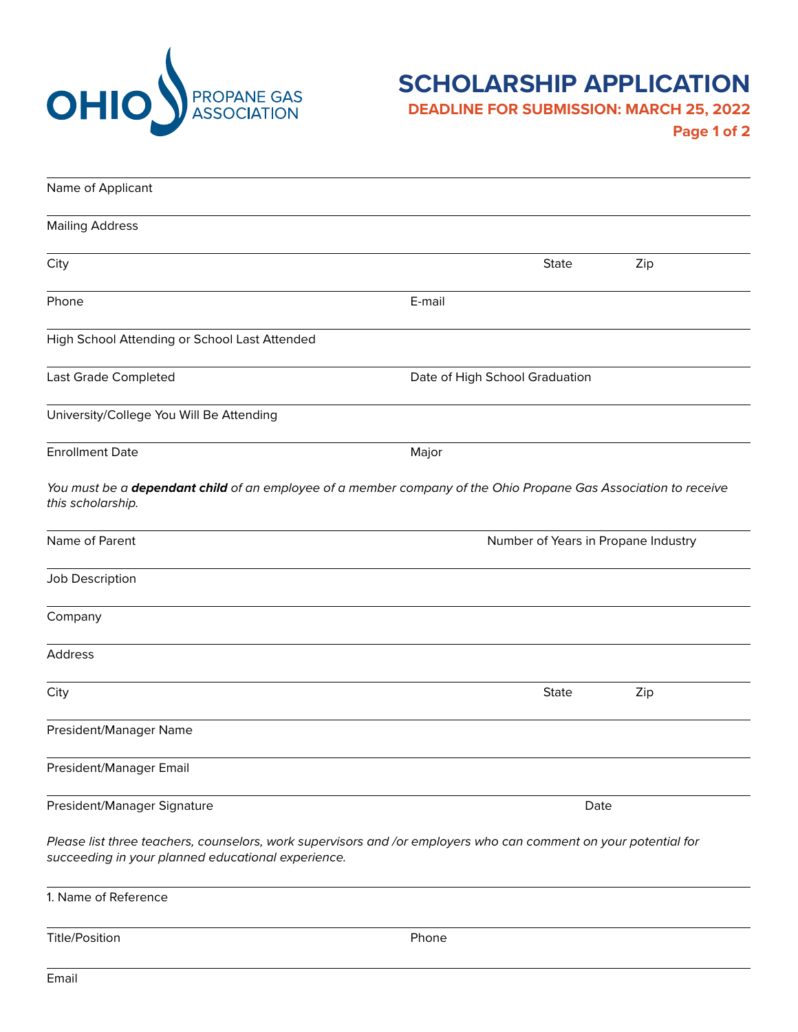OHIO PROPANE GAS ASSOCIATION

# SCHOLARSHIP APPLICATION

**DEADLINE FOR SUBMISSION: MARCH 25, 2022**

**Page 1 of 2**

Name of Applicant

Mailing Address

City State Zip

Phone E-mail

High School Attending or School Last Attended

Last Grade Completed Date of High School Graduation

University/College You Will Be Attending

Enrollment Date Major

*You must be a **dependant child** of an employee of a member company of the Ohio Propane Gas Association to receive this scholarship.*

Name of Parent Number of Years in Propane Industry

Job Description

Company

Address

City State Zip

President/Manager Name

President/Manager Email

President/Manager Signature Date

*Please list three teachers, counselors, work supervisors and /or employers who can comment on your potential for succeeding in your planned educational experience.*

1. Name of Reference

Title/Position Phone

Email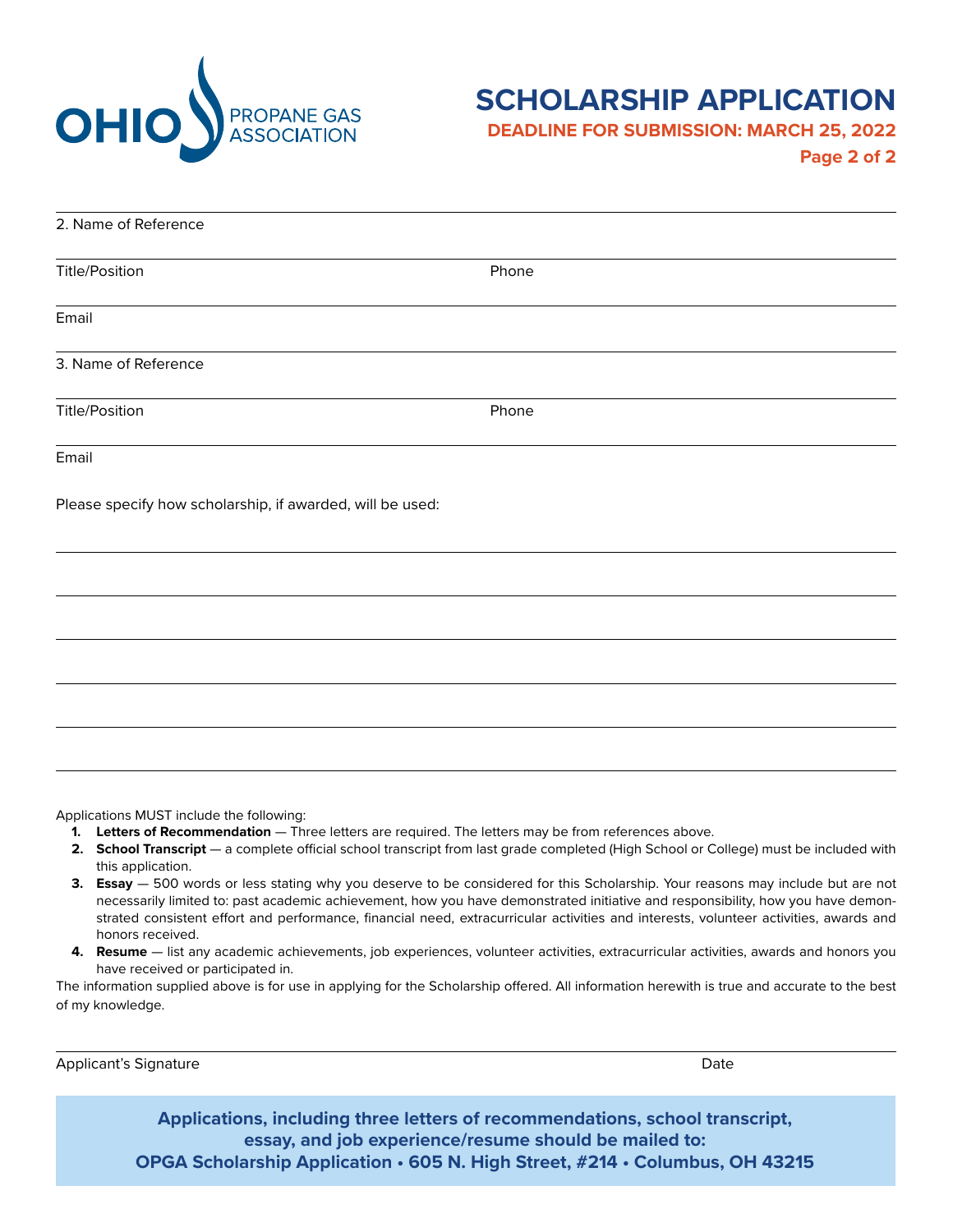OHIO PROPANE GAS ASSOCIATION

# SCHOLARSHIP APPLICATION

**DEADLINE FOR SUBMISSION: MARCH 25, 2022**

**Page 2 of 2**

2. Name of Reference

Title/Position　　　　Phone

Email

3. Name of Reference

Title/Position　　　　Phone

Email

Please specify how scholarship, if awarded, will be used:

Applications MUST include the following:

1. **Letters of Recommendation** — Three letters are required. The letters may be from references above.
2. **School Transcript** — a complete official school transcript from last grade completed (High School or College) must be included with this application.
3. **Essay** — 500 words or less stating why you deserve to be considered for this Scholarship. Your reasons may include but are not necessarily limited to: past academic achievement, how you have demonstrated initiative and responsibility, how you have demonstrated consistent effort and performance, financial need, extracurricular activities and interests, volunteer activities, awards and honors received.
4. **Resume** — list any academic achievements, job experiences, volunteer activities, extracurricular activities, awards and honors you have received or participated in.

The information supplied above is for use in applying for the Scholarship offered. All information herewith is true and accurate to the best of my knowledge.

Applicant's Signature　　　　Date

**Applications, including three letters of recommendations, school transcript, essay, and job experience/resume should be mailed to:**
**OPGA Scholarship Application • 605 N. High Street, #214 • Columbus, OH 43215**